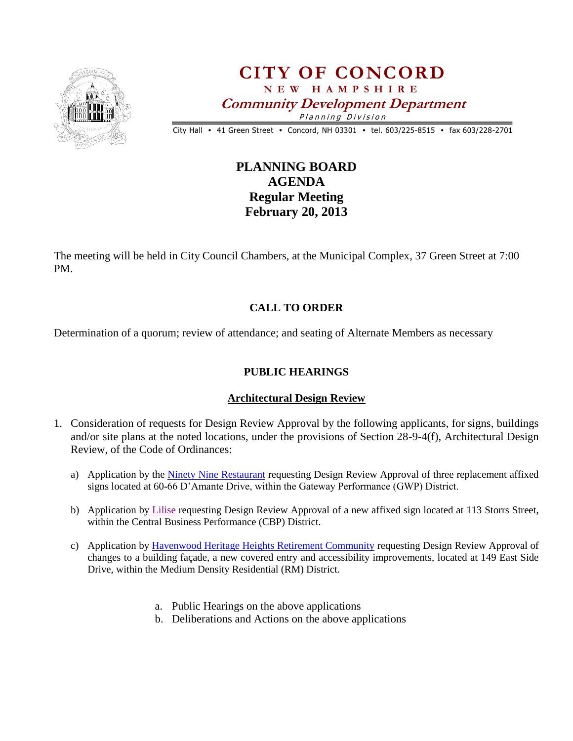# CITY OF CONCORD

**NEW HAMPSHIRE**

***Community Development Department***

*Planning Division*

City Hall • 41 Green Street • Concord, NH 03301 • tel. 603/225-8515 • fax 603/228-2701

## PLANNING BOARD
## AGENDA
## Regular Meeting
## February 20, 2013

The meeting will be held in City Council Chambers, at the Municipal Complex, 37 Green Street at 7:00 PM.

### CALL TO ORDER

Determination of a quorum; review of attendance; and seating of Alternate Members as necessary

### PUBLIC HEARINGS

#### Architectural Design Review

1. Consideration of requests for Design Review Approval by the following applicants, for signs, buildings and/or site plans at the noted locations, under the provisions of Section 28-9-4(f), Architectural Design Review, of the Code of Ordinances:

   a) Application by the Ninety Nine Restaurant requesting Design Review Approval of three replacement affixed signs located at 60-66 D'Amante Drive, within the Gateway Performance (GWP) District.

   b) Application by Lilise requesting Design Review Approval of a new affixed sign located at 113 Storrs Street, within the Central Business Performance (CBP) District.

   c) Application by Havenwood Heritage Heights Retirement Community requesting Design Review Approval of changes to a building façade, a new covered entry and accessibility improvements, located at 149 East Side Drive, within the Medium Density Residential (RM) District.

      a. Public Hearings on the above applications
      b. Deliberations and Actions on the above applications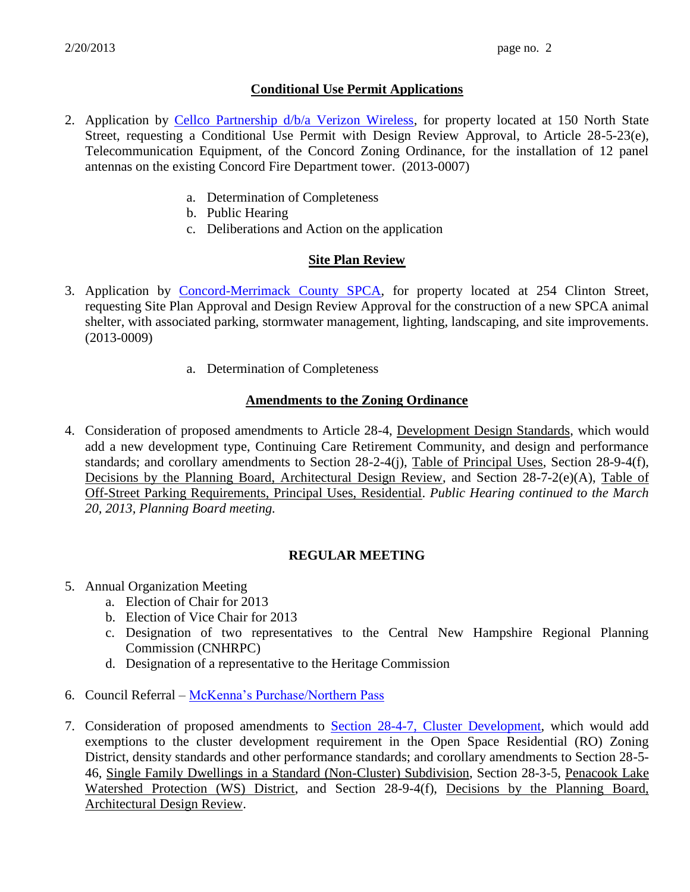### Conditional Use Permit Applications

2. Application by Cellco Partnership d/b/a Verizon Wireless, for property located at 150 North State Street, requesting a Conditional Use Permit with Design Review Approval, to Article 28-5-23(e), Telecommunication Equipment, of the Concord Zoning Ordinance, for the installation of 12 panel antennas on the existing Concord Fire Department tower. (2013-0007)

    a. Determination of Completeness
    b. Public Hearing
    c. Deliberations and Action on the application

### Site Plan Review

3. Application by Concord-Merrimack County SPCA, for property located at 254 Clinton Street, requesting Site Plan Approval and Design Review Approval for the construction of a new SPCA animal shelter, with associated parking, stormwater management, lighting, landscaping, and site improvements. (2013-0009)

    a. Determination of Completeness

### Amendments to the Zoning Ordinance

4. Consideration of proposed amendments to Article 28-4, Development Design Standards, which would add a new development type, Continuing Care Retirement Community, and design and performance standards; and corollary amendments to Section 28-2-4(j), Table of Principal Uses, Section 28-9-4(f), Decisions by the Planning Board, Architectural Design Review, and Section 28-7-2(e)(A), Table of Off-Street Parking Requirements, Principal Uses, Residential. *Public Hearing continued to the March 20, 2013, Planning Board meeting.*

## REGULAR MEETING

5. Annual Organization Meeting
    a. Election of Chair for 2013
    b. Election of Vice Chair for 2013
    c. Designation of two representatives to the Central New Hampshire Regional Planning Commission (CNHRPC)
    d. Designation of a representative to the Heritage Commission

6. Council Referral – McKenna's Purchase/Northern Pass

7. Consideration of proposed amendments to Section 28-4-7, Cluster Development, which would add exemptions to the cluster development requirement in the Open Space Residential (RO) Zoning District, density standards and other performance standards; and corollary amendments to Section 28-5-46, Single Family Dwellings in a Standard (Non-Cluster) Subdivision, Section 28-3-5, Penacook Lake Watershed Protection (WS) District, and Section 28-9-4(f), Decisions by the Planning Board, Architectural Design Review.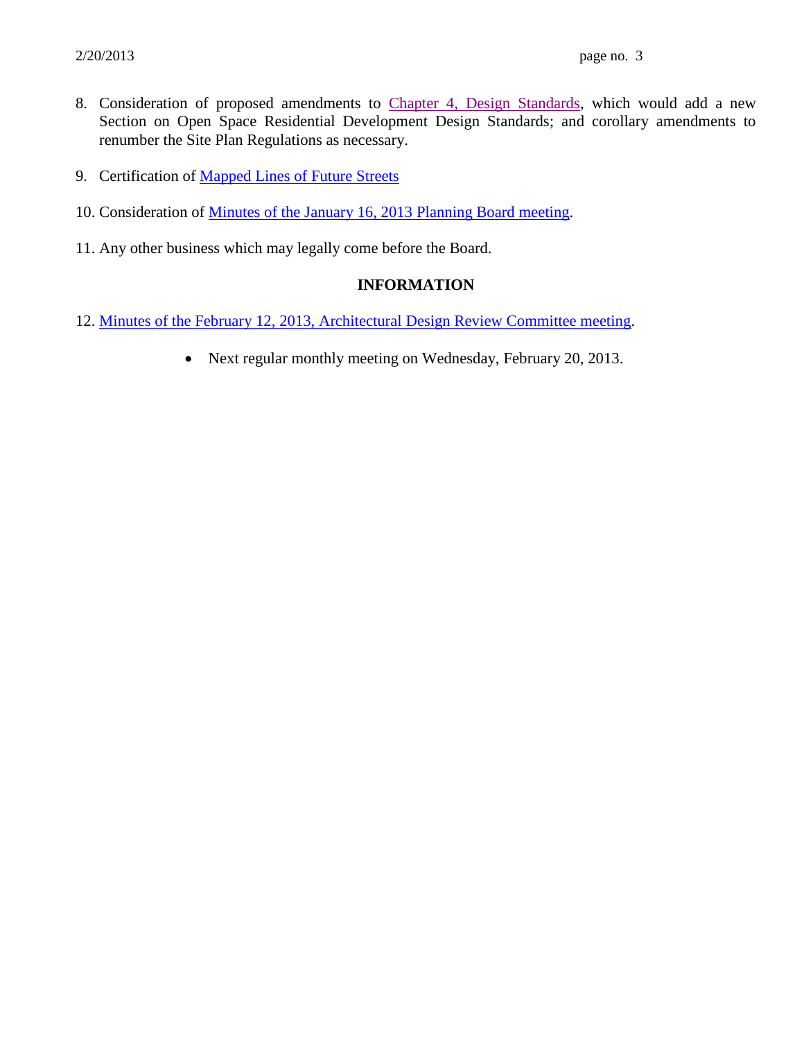8. Consideration of proposed amendments to Chapter 4, Design Standards, which would add a new Section on Open Space Residential Development Design Standards; and corollary amendments to renumber the Site Plan Regulations as necessary.

9. Certification of Mapped Lines of Future Streets

10. Consideration of Minutes of the January 16, 2013 Planning Board meeting.

11. Any other business which may legally come before the Board.

## INFORMATION

12. Minutes of the February 12, 2013, Architectural Design Review Committee meeting.

- Next regular monthly meeting on Wednesday, February 20, 2013.